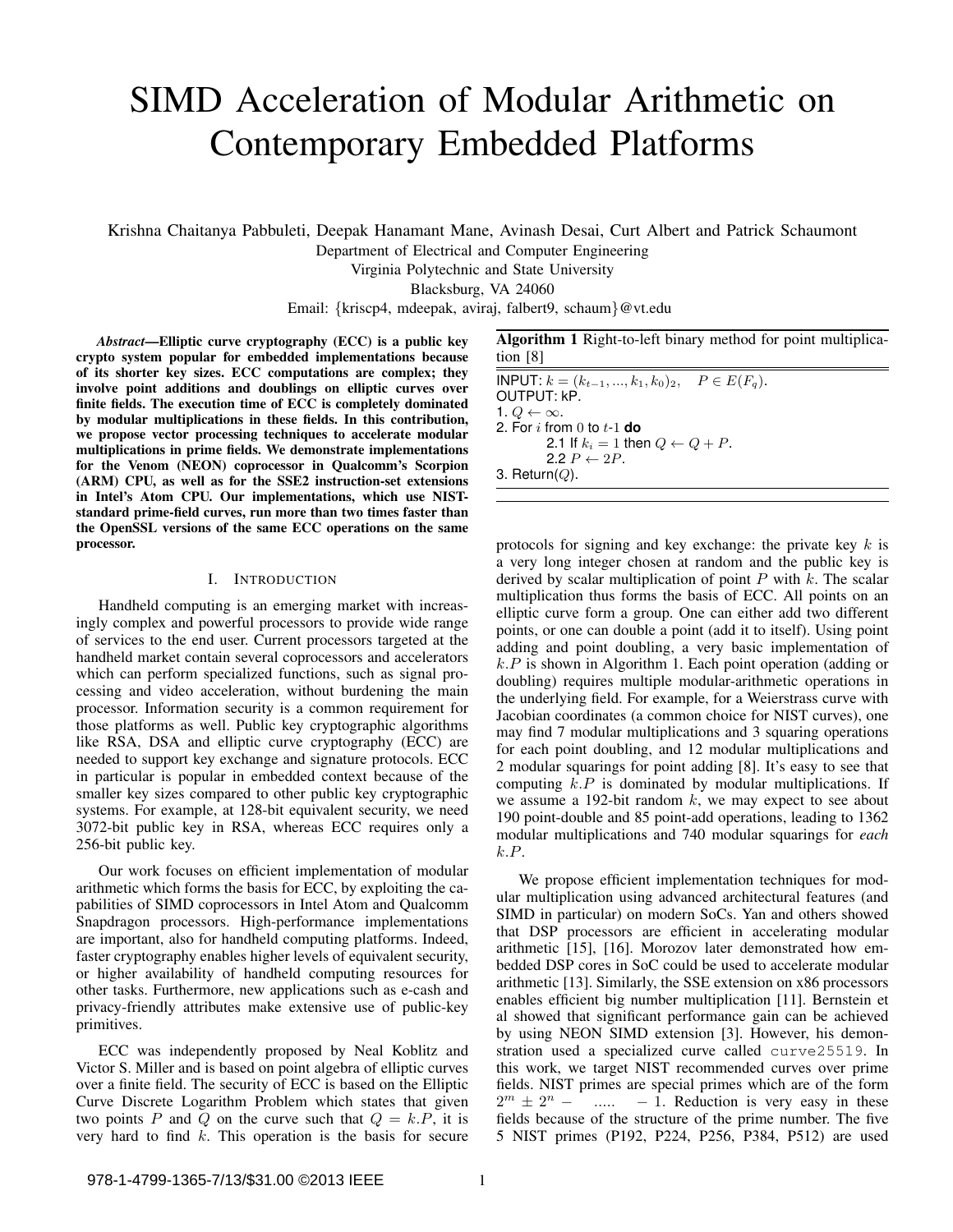# SIMD Acceleration of Modular Arithmetic on Contemporary Embedded Platforms

Krishna Chaitanya Pabbuleti, Deepak Hanamant Mane, Avinash Desai, Curt Albert and Patrick Schaumont

Department of Electrical and Computer Engineering

Virginia Polytechnic and State University

Blacksburg, VA 24060

Email: {kriscp4, mdeepak, aviraj, falbert9, schaum}@vt.edu

***Abstract*—Elliptic curve cryptography (ECC) is a public key crypto system popular for embedded implementations because of its shorter key sizes. ECC computations are complex; they involve point additions and doublings on elliptic curves over finite fields. The execution time of ECC is completely dominated by modular multiplications in these fields. In this contribution, we propose vector processing techniques to accelerate modular multiplications in prime fields. We demonstrate implementations for the Venom (NEON) coprocessor in Qualcomm's Scorpion (ARM) CPU, as well as for the SSE2 instruction-set extensions in Intel's Atom CPU. Our implementations, which use NIST-standard prime-field curves, run more than two times faster than the OpenSSL versions of the same ECC operations on the same processor.**

## I. Introduction

Handheld computing is an emerging market with increasingly complex and powerful processors to provide wide range of services to the end user. Current processors targeted at the handheld market contain several coprocessors and accelerators which can perform specialized functions, such as signal processing and video acceleration, without burdening the main processor. Information security is a common requirement for those platforms as well. Public key cryptographic algorithms like RSA, DSA and elliptic curve cryptography (ECC) are needed to support key exchange and signature protocols. ECC in particular is popular in embedded context because of the smaller key sizes compared to other public key cryptographic systems. For example, at 128-bit equivalent security, we need 3072-bit public key in RSA, whereas ECC requires only a 256-bit public key.

Our work focuses on efficient implementation of modular arithmetic which forms the basis for ECC, by exploiting the capabilities of SIMD coprocessors in Intel Atom and Qualcomm Snapdragon processors. High-performance implementations are important, also for handheld computing platforms. Indeed, faster cryptography enables higher levels of equivalent security, or higher availability of handheld computing resources for other tasks. Furthermore, new applications such as e-cash and privacy-friendly attributes make extensive use of public-key primitives.

ECC was independently proposed by Neal Koblitz and Victor S. Miller and is based on point algebra of elliptic curves over a finite field. The security of ECC is based on the Elliptic Curve Discrete Logarithm Problem which states that given two points $P$ and $Q$ on the curve such that $Q = k.P$, it is very hard to find $k$. This operation is the basis for secure

**Algorithm 1** Right-to-left binary method for point multiplication [8]

INPUT: $k = (k_{t-1}, ..., k_1, k_0)_2, \quad P \in E(F_q)$.
OUTPUT: kP.
1. $Q \leftarrow \infty$.
2. For $i$ from 0 to $t$-1 **do**
    2.1 If $k_i = 1$ then $Q \leftarrow Q + P$.
    2.2 $P \leftarrow 2P$.
3. Return($Q$).

protocols for signing and key exchange: the private key $k$ is a very long integer chosen at random and the public key is derived by scalar multiplication of point $P$ with $k$. The scalar multiplication thus forms the basis of ECC. All points on an elliptic curve form a group. One can either add two different points, or one can double a point (add it to itself). Using point adding and point doubling, a very basic implementation of $k.P$ is shown in Algorithm 1. Each point operation (adding or doubling) requires multiple modular-arithmetic operations in the underlying field. For example, for a Weierstrass curve with Jacobian coordinates (a common choice for NIST curves), one may find 7 modular multiplications and 3 squaring operations for each point doubling, and 12 modular multiplications and 2 modular squarings for point adding [8]. It's easy to see that computing $k.P$ is dominated by modular multiplications. If we assume a 192-bit random $k$, we may expect to see about 190 point-double and 85 point-add operations, leading to 1362 modular multiplications and 740 modular squarings for *each* $k.P$.

We propose efficient implementation techniques for modular multiplication using advanced architectural features (and SIMD in particular) on modern SoCs. Yan and others showed that DSP processors are efficient in accelerating modular arithmetic [15], [16]. Morozov later demonstrated how embedded DSP cores in SoC could be used to accelerate modular arithmetic [13]. Similarly, the SSE extension on x86 processors enables efficient big number multiplication [11]. Bernstein et al showed that significant performance gain can be achieved by using NEON SIMD extension [3]. However, his demonstration used a specialized curve called `curve25519`. In this work, we target NIST recommended curves over prime fields. NIST primes are special primes which are of the form $2^m \pm 2^n - \quad ..... \quad - 1$. Reduction is very easy in these fields because of the structure of the prime number. The five 5 NIST primes (P192, P224, P256, P384, P512) are used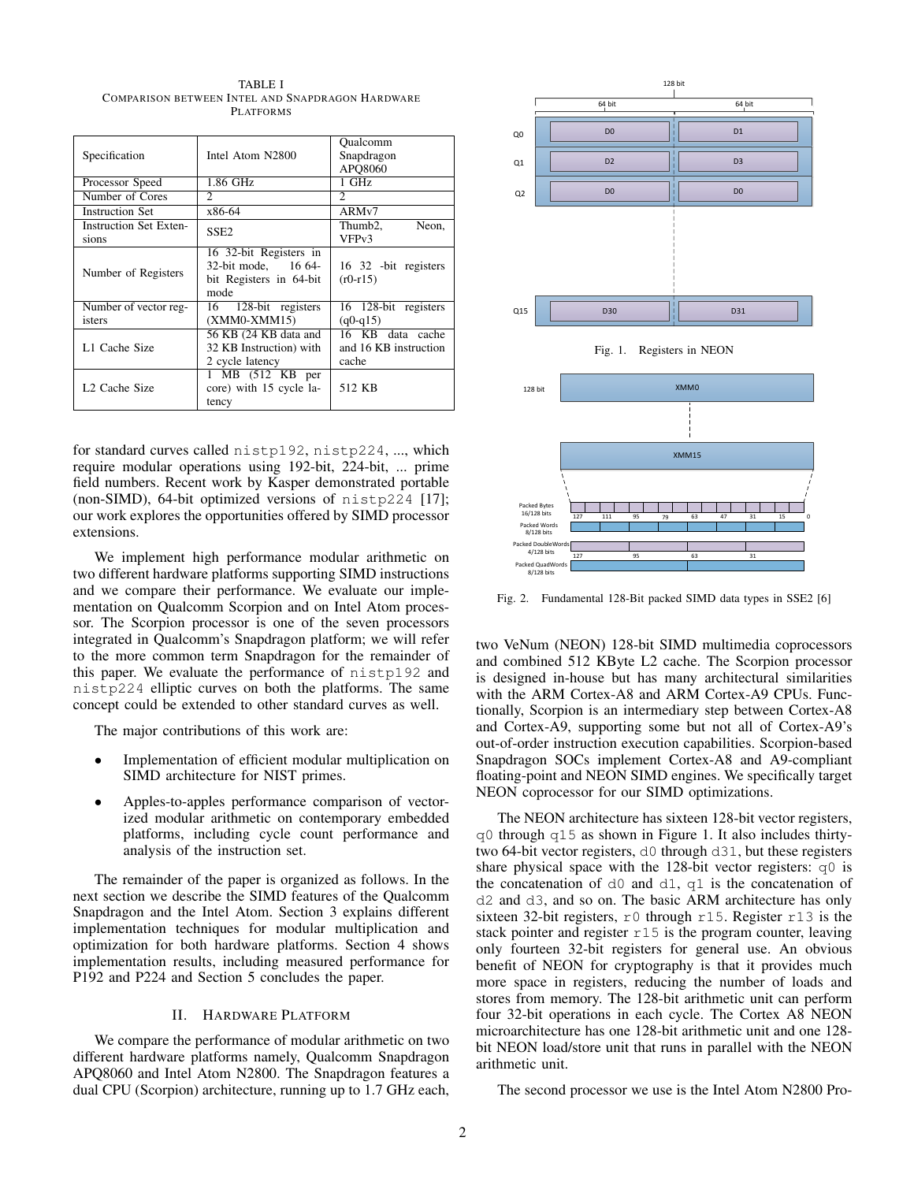TABLE I
COMPARISON BETWEEN INTEL AND SNAPDRAGON HARDWARE PLATFORMS

| Specification | Intel Atom N2800 | Qualcomm Snapdragon APQ8060 |
|---|---|---|
| Processor Speed | 1.86 GHz | 1 GHz |
| Number of Cores | 2 | 2 |
| Instruction Set | x86-64 | ARMv7 |
| Instruction Set Extensions | SSE2 | Thumb2, Neon, VFPv3 |
| Number of Registers | 16 32-bit Registers in 32-bit mode, 16 64-bit Registers in 64-bit mode | 16 32 -bit registers (r0-r15) |
| Number of vector registers | 16 128-bit registers (XMM0-XMM15) | 16 128-bit registers (q0-q15) |
| L1 Cache Size | 56 KB (24 KB data and 32 KB Instruction) with 2 cycle latency | 16 KB data cache and 16 KB instruction cache |
| L2 Cache Size | 1 MB (512 KB per core) with 15 cycle latency | 512 KB |

for standard curves called `nistp192`, `nistp224`, ..., which require modular operations using 192-bit, 224-bit, ... prime field numbers. Recent work by Kasper demonstrated portable (non-SIMD), 64-bit optimized versions of `nistp224` [17]; our work explores the opportunities offered by SIMD processor extensions.

We implement high performance modular arithmetic on two different hardware platforms supporting SIMD instructions and we compare their performance. We evaluate our implementation on Qualcomm Scorpion and on Intel Atom processor. The Scorpion processor is one of the seven processors integrated in Qualcomm's Snapdragon platform; we will refer to the more common term Snapdragon for the remainder of this paper. We evaluate the performance of `nistp192` and `nistp224` elliptic curves on both the platforms. The same concept could be extended to other standard curves as well.

The major contributions of this work are:

- Implementation of efficient modular multiplication on SIMD architecture for NIST primes.
- Apples-to-apples performance comparison of vectorized modular arithmetic on contemporary embedded platforms, including cycle count performance and analysis of the instruction set.

The remainder of the paper is organized as follows. In the next section we describe the SIMD features of the Qualcomm Snapdragon and the Intel Atom. Section 3 explains different implementation techniques for modular multiplication and optimization for both hardware platforms. Section 4 shows implementation results, including measured performance for P192 and P224 and Section 5 concludes the paper.

## II. HARDWARE PLATFORM

We compare the performance of modular arithmetic on two different hardware platforms namely, Qualcomm Snapdragon APQ8060 and Intel Atom N2800. The Snapdragon features a dual CPU (Scorpion) architecture, running up to 1.7 GHz each,

Fig. 1. Registers in NEON

Fig. 2. Fundamental 128-Bit packed SIMD data types in SSE2 [6]

two VeNum (NEON) 128-bit SIMD multimedia coprocessors and combined 512 KByte L2 cache. The Scorpion processor is designed in-house but has many architectural similarities with the ARM Cortex-A8 and ARM Cortex-A9 CPUs. Functionally, Scorpion is an intermediary step between Cortex-A8 and Cortex-A9, supporting some but not all of Cortex-A9's out-of-order instruction execution capabilities. Scorpion-based Snapdragon SOCs implement Cortex-A8 and A9-compliant floating-point and NEON SIMD engines. We specifically target NEON coprocessor for our SIMD optimizations.

The NEON architecture has sixteen 128-bit vector registers, `q0` through `q15` as shown in Figure 1. It also includes thirty-two 64-bit vector registers, `d0` through `d31`, but these registers share physical space with the 128-bit vector registers: `q0` is the concatenation of `d0` and `d1`, `q1` is the concatenation of `d2` and `d3`, and so on. The basic ARM architecture has only sixteen 32-bit registers, `r0` through `r15`. Register `r13` is the stack pointer and register `r15` is the program counter, leaving only fourteen 32-bit registers for general use. An obvious benefit of NEON for cryptography is that it provides much more space in registers, reducing the number of loads and stores from memory. The 128-bit arithmetic unit can perform four 32-bit operations in each cycle. The Cortex A8 NEON microarchitecture has one 128-bit arithmetic unit and one 128-bit NEON load/store unit that runs in parallel with the NEON arithmetic unit.

The second processor we use is the Intel Atom N2800 Pro-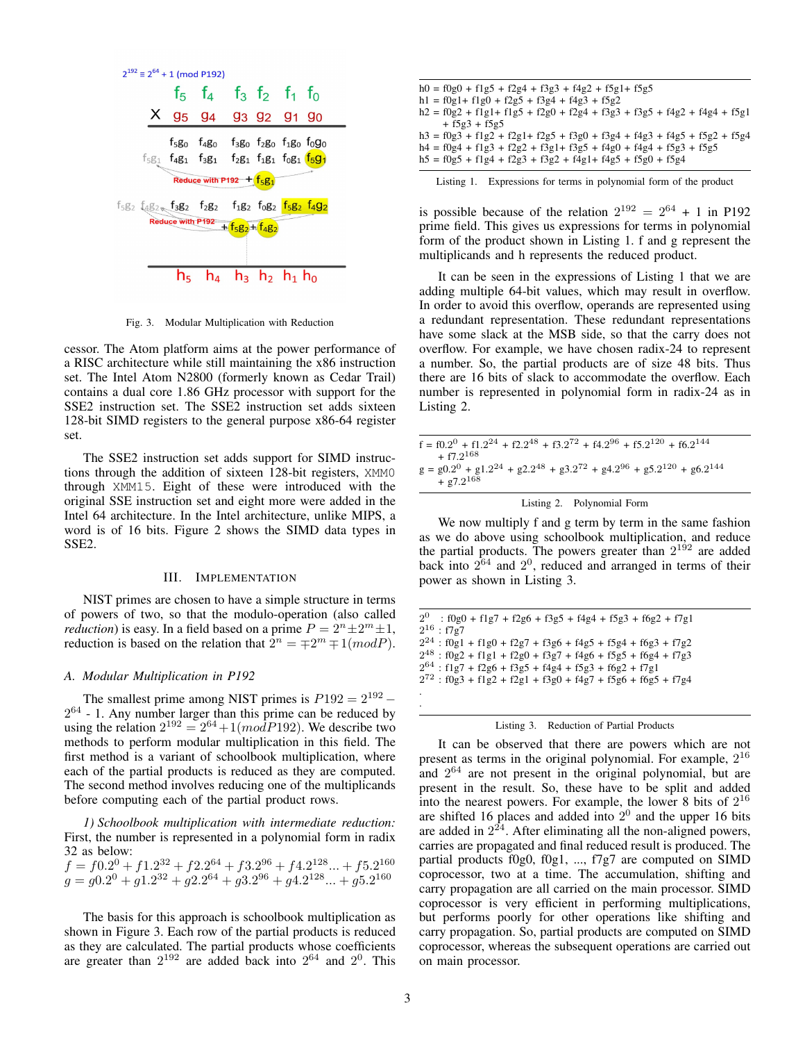Fig. 3. Modular Multiplication with Reduction

cessor. The Atom platform aims at the power performance of a RISC architecture while still maintaining the x86 instruction set. The Intel Atom N2800 (formerly known as Cedar Trail) contains a dual core 1.86 GHz processor with support for the SSE2 instruction set. The SSE2 instruction set adds sixteen 128-bit SIMD registers to the general purpose x86-64 register set.

The SSE2 instruction set adds support for SIMD instructions through the addition of sixteen 128-bit registers, `XMM0` through `XMM15`. Eight of these were introduced with the original SSE instruction set and eight more were added in the Intel 64 architecture. In the Intel architecture, unlike MIPS, a word is of 16 bits. Figure 2 shows the SIMD data types in SSE2.

## III. Implementation

NIST primes are chosen to have a simple structure in terms of powers of two, so that the modulo-operation (also called *reduction*) is easy. In a field based on a prime $P = 2^n \pm 2^m \pm 1$, reduction is based on the relation that $2^n = \mp 2^m \mp 1 (mod P)$.

### A. Modular Multiplication in P192

The smallest prime among NIST primes is $P192 = 2^{192} - 2^{64}$ - 1. Any number larger than this prime can be reduced by using the relation $2^{192} = 2^{64} + 1 (mod P192)$. We describe two methods to perform modular multiplication in this field. The first method is a variant of schoolbook multiplication, where each of the partial products is reduced as they are computed. The second method involves reducing one of the multiplicands before computing each of the partial product rows.

*1) Schoolbook multiplication with intermediate reduction:* First, the number is represented in a polynomial form in radix 32 as below:

$$f = f0.2^0 + f1.2^{32} + f2.2^{64} + f3.2^{96} + f4.2^{128} ... + f5.2^{160}$$
$$g = g0.2^0 + g1.2^{32} + g2.2^{64} + g3.2^{96} + g4.2^{128} ... + g5.2^{160}$$

The basis for this approach is schoolbook multiplication as shown in Figure 3. Each row of the partial products is reduced as they are calculated. The partial products whose coefficients are greater than $2^{192}$ are added back into $2^{64}$ and $2^0$. This is possible because of the relation $2^{192} = 2^{64} + 1$ in P192 prime field. This gives us expressions for terms in polynomial form of the product shown in Listing 1. f and g represent the multiplicands and h represents the reduced product.

```
h0 = f0g0 + f1g5 + f2g4 + f3g3 + f4g2 + f5g1+ f5g5
h1 = f0g1+ f1g0 + f2g5 + f3g4 + f4g3 + f5g2
h2 = f0g2 + f1g1+ f1g5 + f2g0 + f2g4 + f3g3 + f3g5 + f4g2 + f4g4 + f5g1
     + f5g3 + f5g5
h3 = f0g3 + f1g2 + f2g1+ f2g5 + f3g0 + f3g4 + f4g3 + f4g5 + f5g2 + f5g4
h4 = f0g4 + f1g3 + f2g2 + f3g1+ f3g5 + f4g0 + f4g4 + f5g3 + f5g5
h5 = f0g5 + f1g4 + f2g3 + f3g2 + f4g1+ f4g5 + f5g0 + f5g4
```

Listing 1. Expressions for terms in polynomial form of the product

It can be seen in the expressions of Listing 1 that we are adding multiple 64-bit values, which may result in overflow. In order to avoid this overflow, operands are represented using a redundant representation. These redundant representations have some slack at the MSB side, so that the carry does not overflow. For example, we have chosen radix-24 to represent a number. So, the partial products are of size 48 bits. Thus there are 16 bits of slack to accommodate the overflow. Each number is represented in polynomial form in radix-24 as in Listing 2.

$$f = f0.2^0 + f1.2^{24} + f2.2^{48} + f3.2^{72} + f4.2^{96} + f5.2^{120} + f6.2^{144} + f7.2^{168}$$
$$g = g0.2^0 + g1.2^{24} + g2.2^{48} + g3.2^{72} + g4.2^{96} + g5.2^{120} + g6.2^{144} + g7.2^{168}$$

Listing 2. Polynomial Form

We now multiply f and g term by term in the same fashion as we do above using schoolbook multiplication, and reduce the partial products. The powers greater than $2^{192}$ are added back into $2^{64}$ and $2^0$, reduced and arranged in terms of their power as shown in Listing 3.

$2^0$ : f0g0 + f1g7 + f2g6 + f3g5 + f4g4 + f5g3 + f6g2 + f7g1
$2^{16}$ : f7g7
$2^{24}$ : f0g1 + f1g0 + f2g7 + f3g6 + f4g5 + f5g4 + f6g3 + f7g2
$2^{48}$ : f0g2 + f1g1 + f2g0 + f3g7 + f4g6 + f5g5 + f6g4 + f7g3
$2^{64}$ : f1g7 + f2g6 + f3g5 + f4g4 + f5g3 + f6g2 + f7g1
$2^{72}$ : f0g3 + f1g2 + f2g1 + f3g0 + f4g7 + f5g6 + f6g5 + f7g4
.
.

Listing 3. Reduction of Partial Products

It can be observed that there are powers which are not present as terms in the original polynomial. For example, $2^{16}$ and $2^{64}$ are not present in the original polynomial, but are present in the result. So, these have to be split and added into the nearest powers. For example, the lower 8 bits of $2^{16}$ are shifted 16 places and added into $2^0$ and the upper 16 bits are added in $2^{24}$. After eliminating all the non-aligned powers, carries are propagated and final reduced result is produced. The partial products f0g0, f0g1, ..., f7g7 are computed on SIMD coprocessor, two at a time. The accumulation, shifting and carry propagation are all carried on the main processor. SIMD coprocessor is very efficient in performing multiplications, but performs poorly for other operations like shifting and carry propagation. So, partial products are computed on SIMD coprocessor, whereas the subsequent operations are carried out on main processor.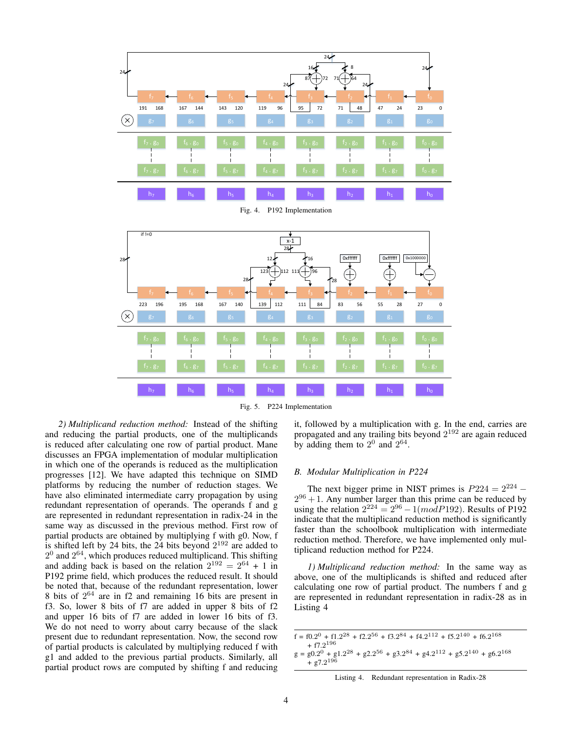Fig. 4. P192 Implementation

Fig. 5. P224 Implementation

*2) Multiplicand reduction method:* Instead of the shifting and reducing the partial products, one of the multiplicands is reduced after calculating one row of partial product. Mane discusses an FPGA implementation of modular multiplication in which one of the operands is reduced as the multiplication progresses [12]. We have adapted this technique on SIMD platforms by reducing the number of reduction stages. We have also eliminated intermediate carry propagation by using redundant representation of operands. The operands f and g are represented in redundant representation in radix-24 in the same way as discussed in the previous method. First row of partial products are obtained by multiplying f with g0. Now, f is shifted left by 24 bits, the 24 bits beyond $2^{192}$ are added to $2^0$ and $2^{64}$, which produces reduced multiplicand. This shifting and adding back is based on the relation $2^{192} = 2^{64} + 1$ in P192 prime field, which produces the reduced result. It should be noted that, because of the redundant representation, lower 8 bits of $2^{64}$ are in f2 and remaining 16 bits are present in f3. So, lower 8 bits of f7 are added in upper 8 bits of f2 and upper 16 bits of f7 are added in lower 16 bits of f3. We do not need to worry about carry because of the slack present due to redundant representation. Now, the second row of partial products is calculated by multiplying reduced f with g1 and added to the previous partial products. Similarly, all partial product rows are computed by shifting f and reducing it, followed by a multiplication with g. In the end, carries are propagated and any trailing bits beyond $2^{192}$ are again reduced by adding them to $2^0$ and $2^{64}$.

## B. Modular Multiplication in P224

The next bigger prime in NIST primes is $P224 = 2^{224} - 2^{96} + 1$. Any number larger than this prime can be reduced by using the relation $2^{224} = 2^{96} - 1(mod P192)$. Results of P192 indicate that the multiplicand reduction method is significantly faster than the schoolbook multiplication with intermediate reduction method. Therefore, we have implemented only multiplicand reduction method for P224.

*1) Multiplicand reduction method:* In the same way as above, one of the multiplicands is shifted and reduced after calculating one row of partial product. The numbers f and g are represented in redundant representation in radix-28 as in Listing 4

```
f = f0.2^0 + f1.2^28 + f2.2^56 + f3.2^84 + f4.2^112 + f5.2^140 + f6.2^168
    + f7.2^196
g = g0.2^0 + g1.2^28 + g2.2^56 + g3.2^84 + g4.2^112 + g5.2^140 + g6.2^168
    + g7.2^196
```

Listing 4. Redundant representation in Radix-28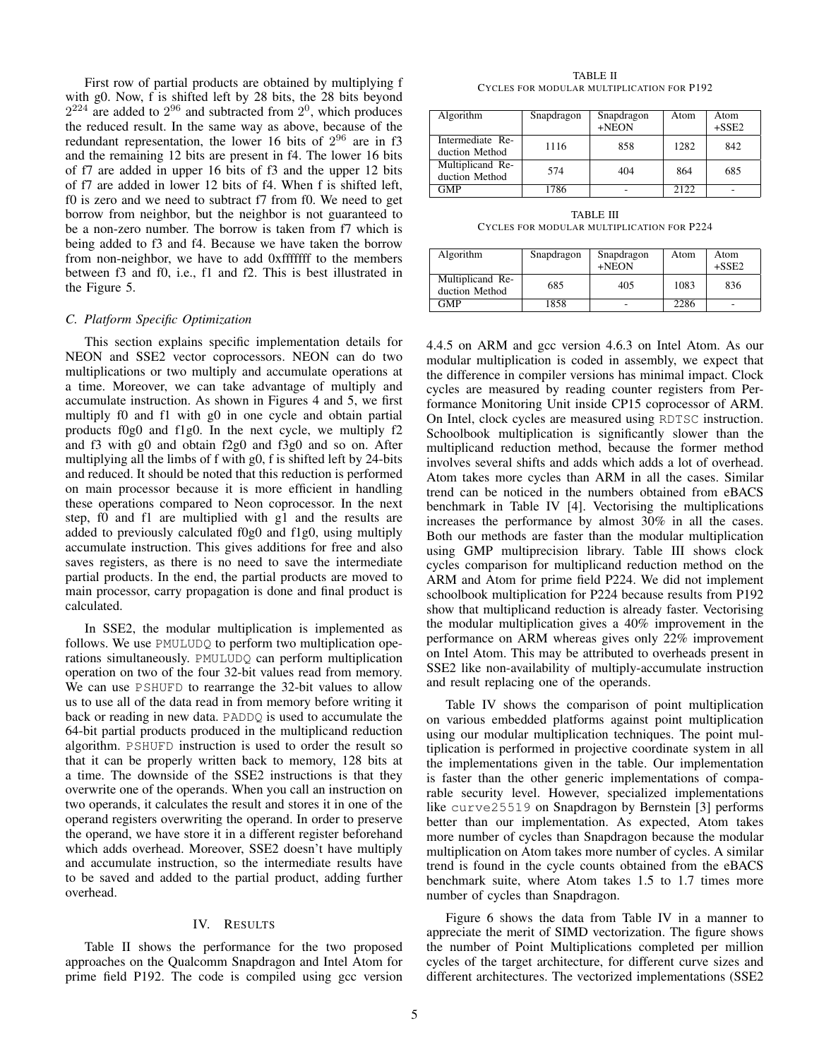First row of partial products are obtained by multiplying f with g0. Now, f is shifted left by 28 bits, the 28 bits beyond $2^{224}$ are added to $2^{96}$ and subtracted from $2^0$, which produces the reduced result. In the same way as above, because of the redundant representation, the lower 16 bits of $2^{96}$ are in f3 and the remaining 12 bits are present in f4. The lower 16 bits of f7 are added in upper 16 bits of f3 and the upper 12 bits of f7 are added in lower 12 bits of f4. When f is shifted left, f0 is zero and we need to subtract f7 from f0. We need to get borrow from neighbor, but the neighbor is not guaranteed to be a non-zero number. The borrow is taken from f7 which is being added to f3 and f4. Because we have taken the borrow from non-neighbor, we have to add 0xfffffff to the members between f3 and f0, i.e., f1 and f2. This is best illustrated in the Figure 5.

### *C. Platform Specific Optimization*

This section explains specific implementation details for NEON and SSE2 vector coprocessors. NEON can do two multiplications or two multiply and accumulate operations at a time. Moreover, we can take advantage of multiply and accumulate instruction. As shown in Figures 4 and 5, we first multiply f0 and f1 with g0 in one cycle and obtain partial products f0g0 and f1g0. In the next cycle, we multiply f2 and f3 with g0 and obtain f2g0 and f3g0 and so on. After multiplying all the limbs of f with g0, f is shifted left by 24-bits and reduced. It should be noted that this reduction is performed on main processor because it is more efficient in handling these operations compared to Neon coprocessor. In the next step, f0 and f1 are multiplied with g1 and the results are added to previously calculated f0g0 and f1g0, using multiply accumulate instruction. This gives additions for free and also saves registers, as there is no need to save the intermediate partial products. In the end, the partial products are moved to main processor, carry propagation is done and final product is calculated.

In SSE2, the modular multiplication is implemented as follows. We use `PMULUDQ` to perform two multiplication operations simultaneously. `PMULUDQ` can perform multiplication operation on two of the four 32-bit values read from memory. We can use `PSHUFD` to rearrange the 32-bit values to allow us to use all of the data read in from memory before writing it back or reading in new data. `PADDQ` is used to accumulate the 64-bit partial products produced in the multiplicand reduction algorithm. `PSHUFD` instruction is used to order the result so that it can be properly written back to memory, 128 bits at a time. The downside of the SSE2 instructions is that they overwrite one of the operands. When you call an instruction on two operands, it calculates the result and stores it in one of the operand registers overwriting the operand. In order to preserve the operand, we have store it in a different register beforehand which adds overhead. Moreover, SSE2 doesn't have multiply and accumulate instruction, so the intermediate results have to be saved and added to the partial product, adding further overhead.

## IV. Results

Table II shows the performance for the two proposed approaches on the Qualcomm Snapdragon and Intel Atom for prime field P192. The code is compiled using gcc version 4.4.5 on ARM and gcc version 4.6.3 on Intel Atom. As our modular multiplication is coded in assembly, we expect that the difference in compiler versions has minimal impact. Clock cycles are measured by reading counter registers from Performance Monitoring Unit inside CP15 coprocessor of ARM. On Intel, clock cycles are measured using `RDTSC` instruction. Schoolbook multiplication is significantly slower than the multiplicand reduction method, because the former method involves several shifts and adds which adds a lot of overhead. Atom takes more cycles than ARM in all the cases. Similar trend can be noticed in the numbers obtained from eBACS benchmark in Table IV [4]. Vectorising the multiplications increases the performance by almost 30% in all the cases. Both our methods are faster than the modular multiplication using GMP multiprecision library. Table III shows clock cycles comparison for multiplicand reduction method on the ARM and Atom for prime field P224. We did not implement schoolbook multiplication for P224 because results from P192 show that multiplicand reduction is already faster. Vectorising the modular multiplication gives a 40% improvement in the performance on ARM whereas gives only 22% improvement on Intel Atom. This may be attributed to overheads present in SSE2 like non-availability of multiply-accumulate instruction and result replacing one of the operands.

TABLE II
Cycles for modular multiplication for P192

| Algorithm | Snapdragon | Snapdragon +NEON | Atom | Atom +SSE2 |
|---|---|---|---|---|
| Intermediate Reduction Method | 1116 | 858 | 1282 | 842 |
| Multiplicand Reduction Method | 574 | 404 | 864 | 685 |
| GMP | 1786 | - | 2122 | - |

TABLE III
Cycles for modular multiplication for P224

| Algorithm | Snapdragon | Snapdragon +NEON | Atom | Atom +SSE2 |
|---|---|---|---|---|
| Multiplicand Reduction Method | 685 | 405 | 1083 | 836 |
| GMP | 1858 | - | 2286 | - |

Table IV shows the comparison of point multiplication on various embedded platforms against point multiplication using our modular multiplication techniques. The point multiplication is performed in projective coordinate system in all the implementations given in the table. Our implementation is faster than the other generic implementations of comparable security level. However, specialized implementations like `curve25519` on Snapdragon by Bernstein [3] performs better than our implementation. As expected, Atom takes more number of cycles than Snapdragon because the modular multiplication on Atom takes more number of cycles. A similar trend is found in the cycle counts obtained from the eBACS benchmark suite, where Atom takes 1.5 to 1.7 times more number of cycles than Snapdragon.

Figure 6 shows the data from Table IV in a manner to appreciate the merit of SIMD vectorization. The figure shows the number of Point Multiplications completed per million cycles of the target architecture, for different curve sizes and different architectures. The vectorized implementations (SSE2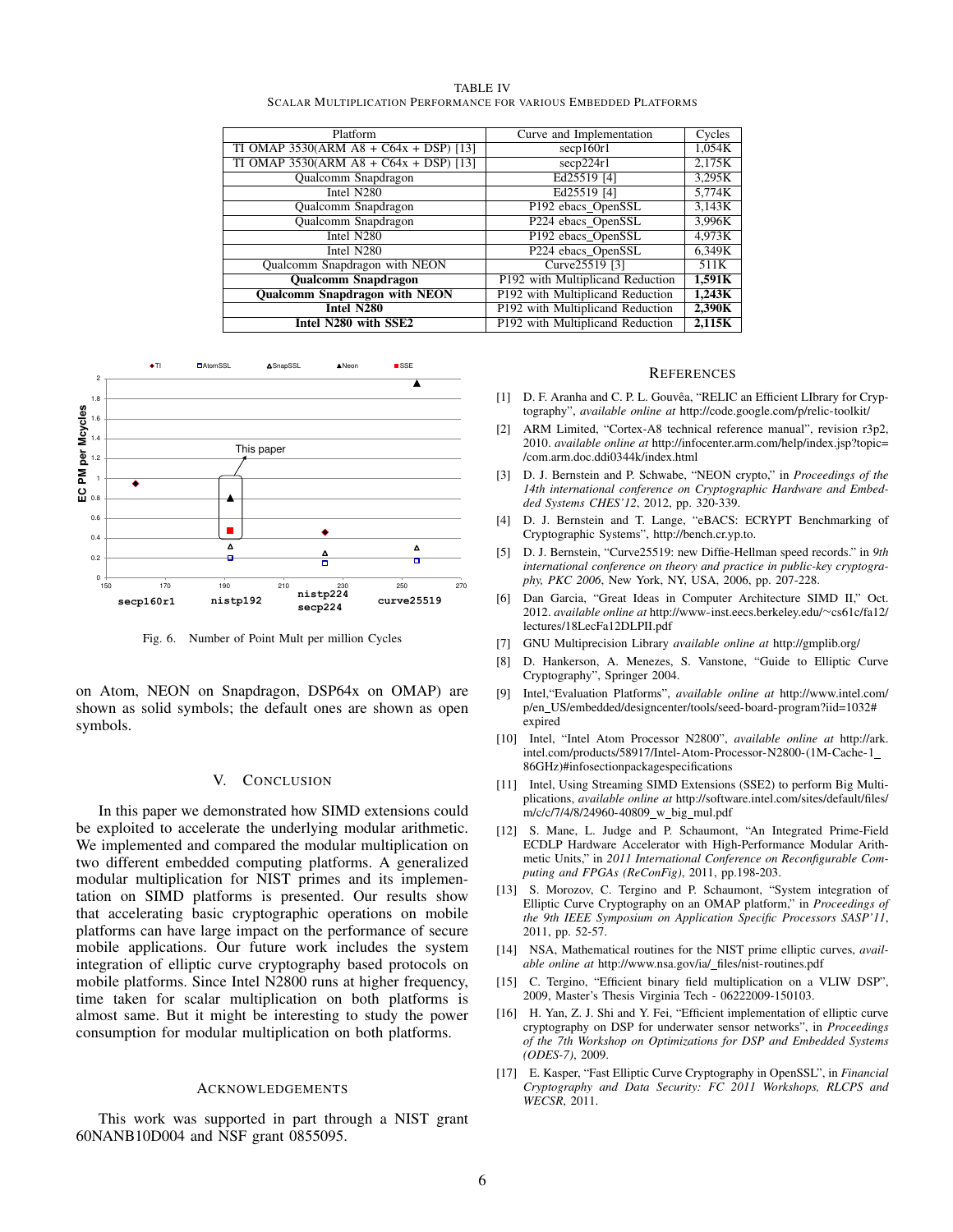TABLE IV
SCALAR MULTIPLICATION PERFORMANCE FOR VARIOUS EMBEDDED PLATFORMS

| Platform | Curve and Implementation | Cycles |
|---|---|---|
| TI OMAP 3530(ARM A8 + C64x + DSP) [13] | secp160r1 | 1,054K |
| TI OMAP 3530(ARM A8 + C64x + DSP) [13] | secp224r1 | 2,175K |
| Qualcomm Snapdragon | Ed25519 [4] | 3,295K |
| Intel N280 | Ed25519 [4] | 5,774K |
| Qualcomm Snapdragon | P192 ebacs_OpenSSL | 3,143K |
| Qualcomm Snapdragon | P224 ebacs_OpenSSL | 3,996K |
| Intel N280 | P192 ebacs_OpenSSL | 4,973K |
| Intel N280 | P224 ebacs_OpenSSL | 6,349K |
| Qualcomm Snapdragon with NEON | Curve25519 [3] | 511K |
| **Qualcomm Snapdragon** | P192 with Multiplicand Reduction | **1,591K** |
| **Qualcomm Snapdragon with NEON** | P192 with Multiplicand Reduction | **1,243K** |
| **Intel N280** | P192 with Multiplicand Reduction | **2,390K** |
| **Intel N280 with SSE2** | P192 with Multiplicand Reduction | **2,115K** |

TI
AtomSSL
SnapSSL
Neon
SSE

EC PM per Mcycles

2
1.8
1.6
1.4
1.2
1
0.8
0.6
0.4
0.2
0

150 170 190 210 230 250 270

This paper

secp160r1
nistp192
nistp224
secp224
curve25519

Fig. 6. Number of Point Mult per million Cycles

on Atom, NEON on Snapdragon, DSP64x on OMAP) are shown as solid symbols; the default ones are shown as open symbols.

## V. CONCLUSION

In this paper we demonstrated how SIMD extensions could be exploited to accelerate the underlying modular arithmetic. We implemented and compared the modular multiplication on two different embedded computing platforms. A generalized modular multiplication for NIST primes and its implementation on SIMD platforms is presented. Our results show that accelerating basic cryptographic operations on mobile platforms can have large impact on the performance of secure mobile applications. Our future work includes the system integration of elliptic curve cryptography based protocols on mobile platforms. Since Intel N2800 runs at higher frequency, time taken for scalar multiplication on both platforms is almost same. But it might be interesting to study the power consumption for modular multiplication on both platforms.

## ACKNOWLEDGEMENTS

This work was supported in part through a NIST grant 60NANB10D004 and NSF grant 0855095.

## REFERENCES

[1] D. F. Aranha and C. P. L. Gouvêa, "RELIC an Efficient LIbrary for Cryptography", *available online at* http://code.google.com/p/relic-toolkit/

[2] ARM Limited, "Cortex-A8 technical reference manual", revision r3p2, 2010. *available online at* http://infocenter.arm.com/help/index.jsp?topic=/com.arm.doc.ddi0344k/index.html

[3] D. J. Bernstein and P. Schwabe, "NEON crypto," in *Proceedings of the 14th international conference on Cryptographic Hardware and Embedded Systems CHES'12*, 2012, pp. 320-339.

[4] D. J. Bernstein and T. Lange, "eBACS: ECRYPT Benchmarking of Cryptographic Systems", http://bench.cr.yp.to.

[5] D. J. Bernstein, "Curve25519: new Diffie-Hellman speed records." in *9th international conference on theory and practice in public-key cryptography, PKC 2006*, New York, NY, USA, 2006, pp. 207-228.

[6] Dan Garcia, "Great Ideas in Computer Architecture SIMD II," Oct. 2012. *available online at* http://www-inst.eecs.berkeley.edu/~cs61c/fa12/lectures/18LecFa12DLPII.pdf

[7] GNU Multiprecision Library *available online at* http://gmplib.org/

[8] D. Hankerson, A. Menezes, S. Vanstone, "Guide to Elliptic Curve Cryptography", Springer 2004.

[9] Intel,"Evaluation Platforms", *available online at* http://www.intel.com/p/en_US/embedded/designcenter/tools/seed-board-program?iid=1032#expired

[10] Intel, "Intel Atom Processor N2800", *available online at* http://ark.intel.com/products/58917/Intel-Atom-Processor-N2800-(1M-Cache-1_86GHz)#infosectionpackagespecifications

[11] Intel, Using Streaming SIMD Extensions (SSE2) to perform Big Multiplications, *available online at* http://software.intel.com/sites/default/files/m/c/c/7/4/8/24960-40809_w_big_mul.pdf

[12] S. Mane, L. Judge and P. Schaumont, "An Integrated Prime-Field ECDLP Hardware Accelerator with High-Performance Modular Arithmetic Units," in *2011 International Conference on Reconfigurable Computing and FPGAs (ReConFig)*, 2011, pp.198-203.

[13] S. Morozov, C. Tergino and P. Schaumont, "System integration of Elliptic Curve Cryptography on an OMAP platform," in *Proceedings of the 9th IEEE Symposium on Application Specific Processors SASP'11*, 2011, pp. 52-57.

[14] NSA, Mathematical routines for the NIST prime elliptic curves, *available online at* http://www.nsa.gov/ia/_files/nist-routines.pdf

[15] C. Tergino, "Efficient binary field multiplication on a VLIW DSP", 2009, Master's Thesis Virginia Tech - 06222009-150103.

[16] H. Yan, Z. J. Shi and Y. Fei, "Efficient implementation of elliptic curve cryptography on DSP for underwater sensor networks", in *Proceedings of the 7th Workshop on Optimizations for DSP and Embedded Systems (ODES-7)*, 2009.

[17] E. Kasper, "Fast Elliptic Curve Cryptography in OpenSSL", in *Financial Cryptography and Data Security: FC 2011 Workshops, RLCPS and WECSR*, 2011.